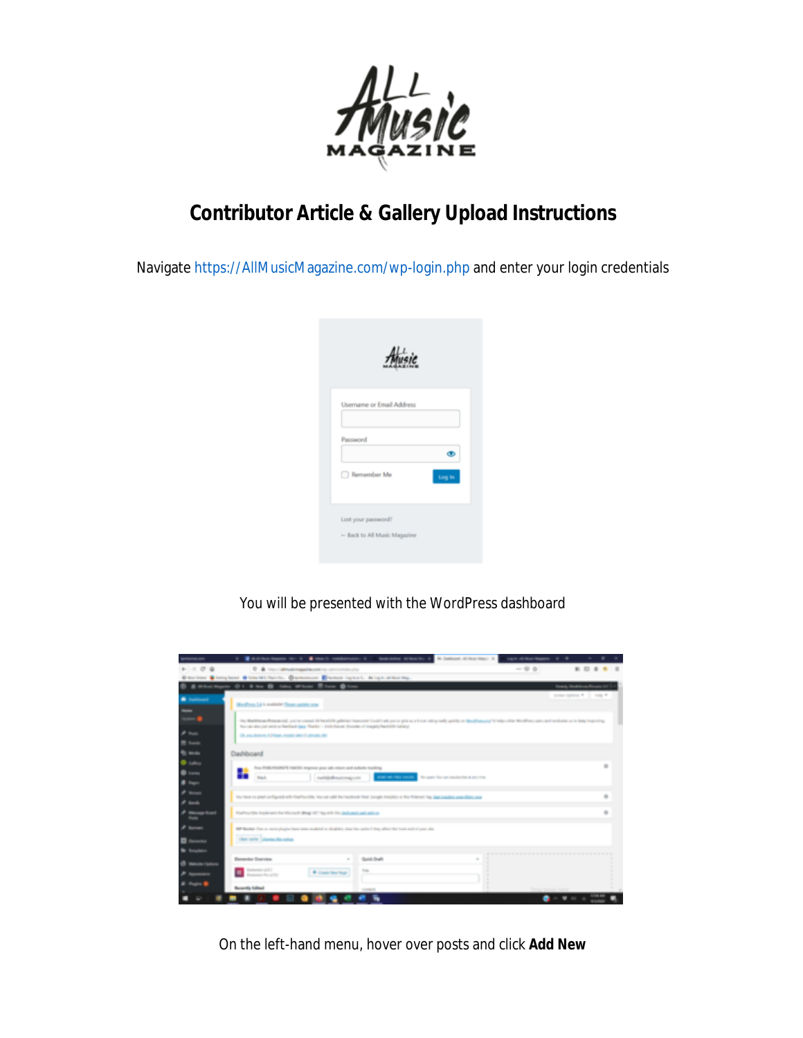# Contributor Article & Gallery Upload Instructions

Navigate https://AllMusicMagazine.com/wp-login.php and enter your login credentials

You will be presented with the WordPress dashboard

On the left-hand menu, hover over posts and click **Add New**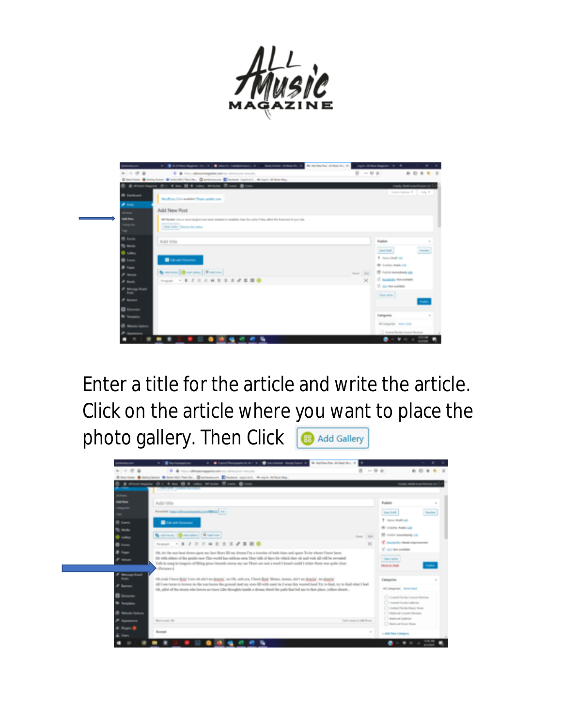Enter a title for the article and write the article. Click on the article where you want to place the photo gallery. Then Click Add Gallery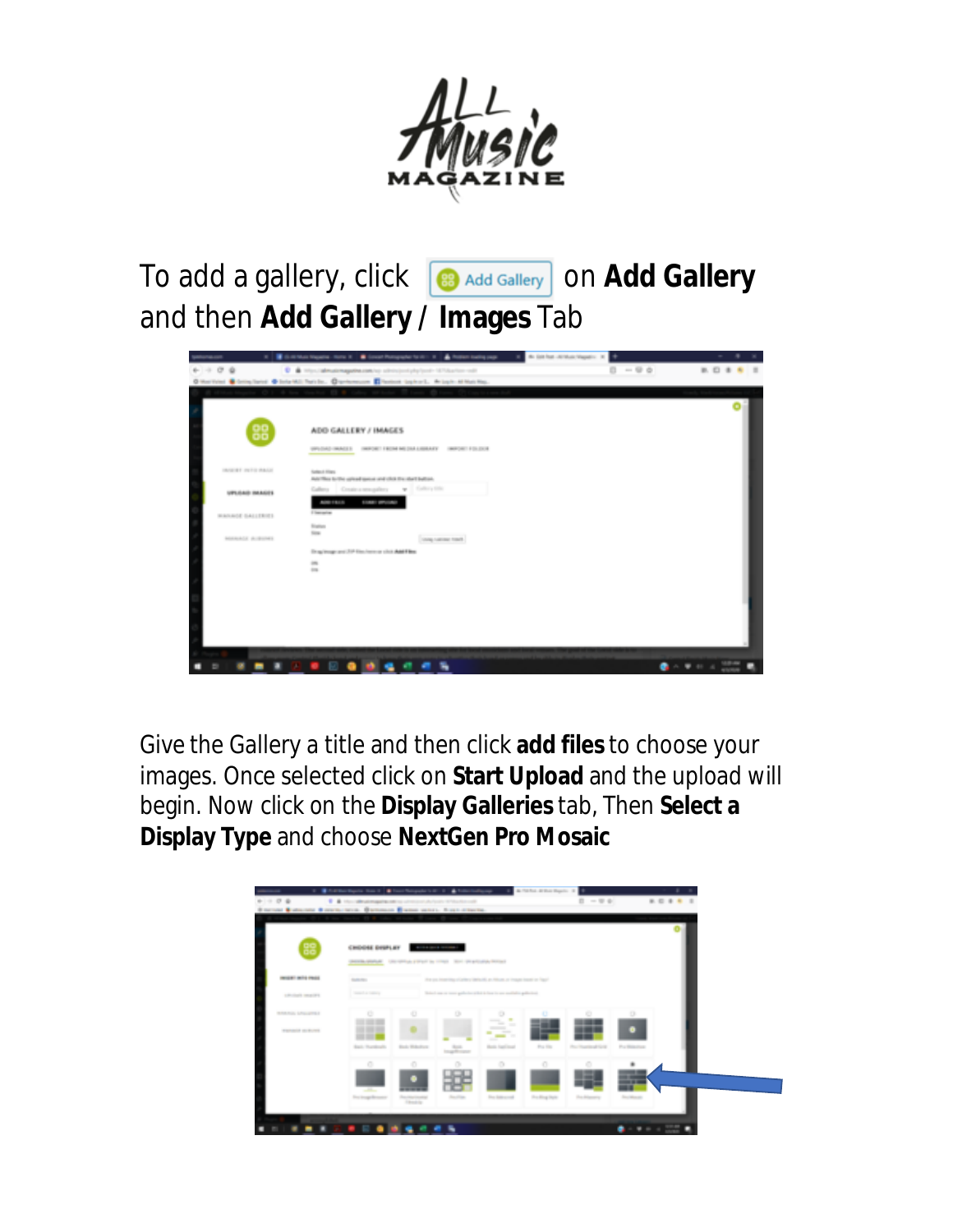To add a gallery, click Add Gallery on **Add Gallery** and then **Add Gallery / Images** Tab

Give the Gallery a title and then click **add files** to choose your images. Once selected click on **Start Upload** and the upload will begin. Now click on the **Display Galleries** tab, Then **Select a Display Type** and choose **NextGen Pro Mosaic**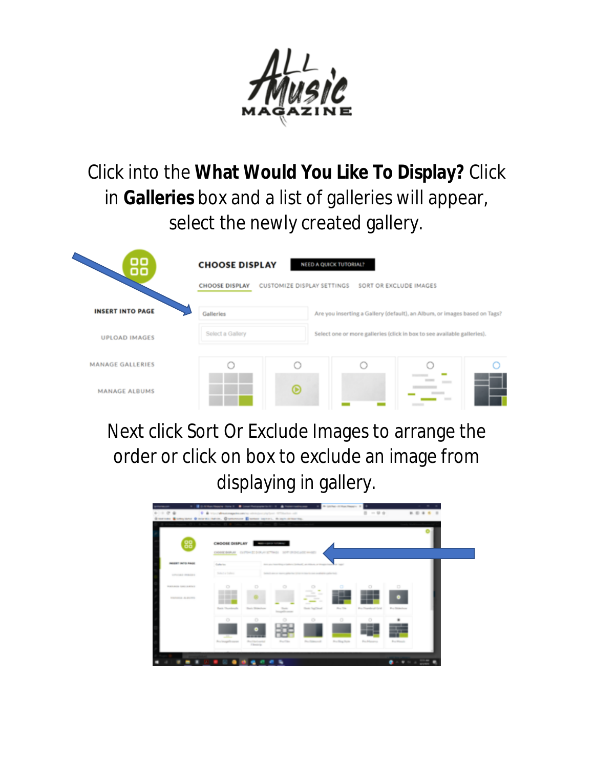Click into the **What Would You Like To Display?** Click in **Galleries** box and a list of galleries will appear, select the newly created gallery.

Next click Sort Or Exclude Images to arrange the order or click on box to exclude an image from displaying in gallery.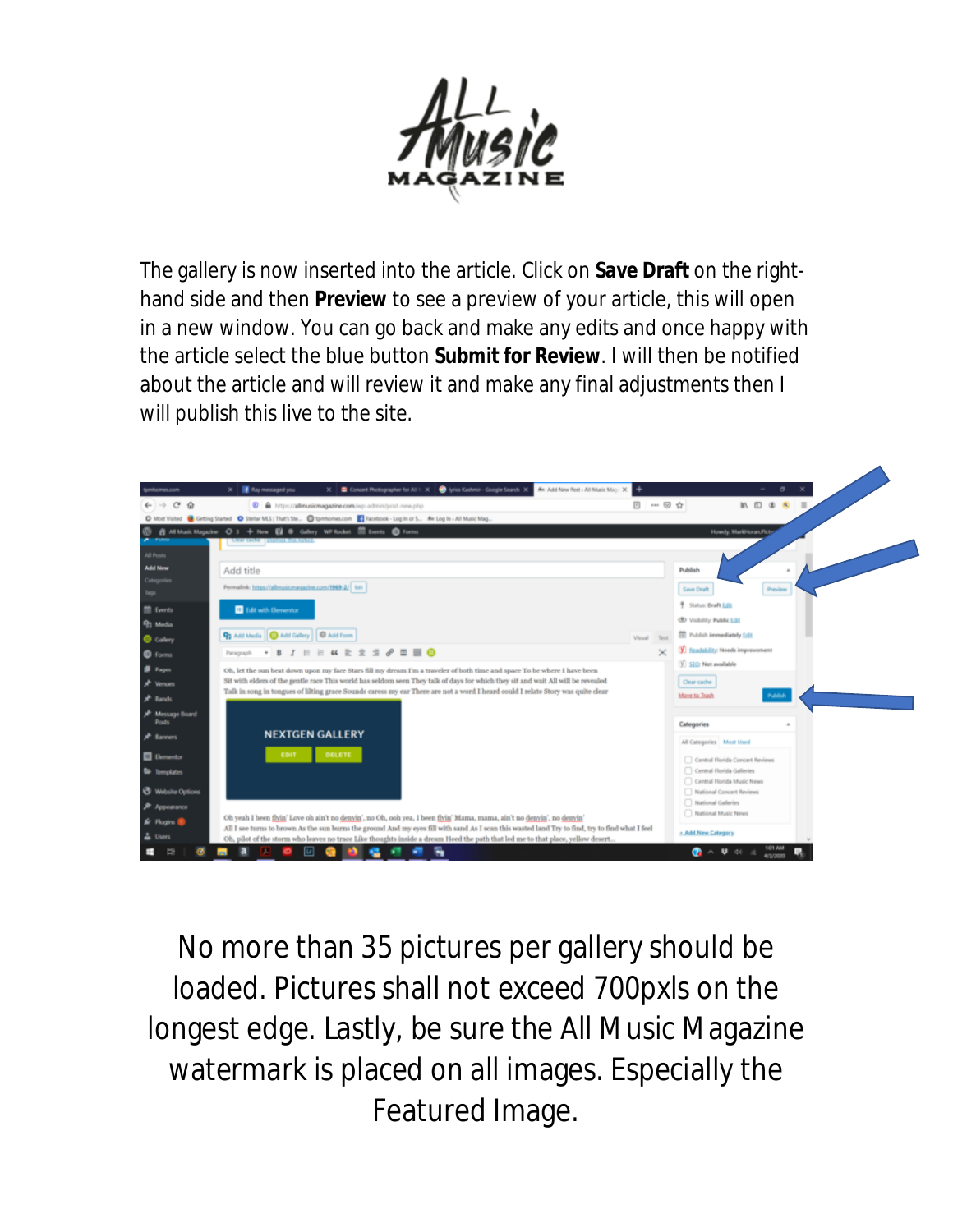The gallery is now inserted into the article. Click on **Save Draft** on the right-hand side and then **Preview** to see a preview of your article, this will open in a new window. You can go back and make any edits and once happy with the article select the blue button **Submit for Review**. I will then be notified about the article and will review it and make any final adjustments then I will publish this live to the site.

No more than 35 pictures per gallery should be loaded. Pictures shall not exceed 700pxls on the longest edge. Lastly, be sure the All Music Magazine watermark is placed on all images. Especially the Featured Image.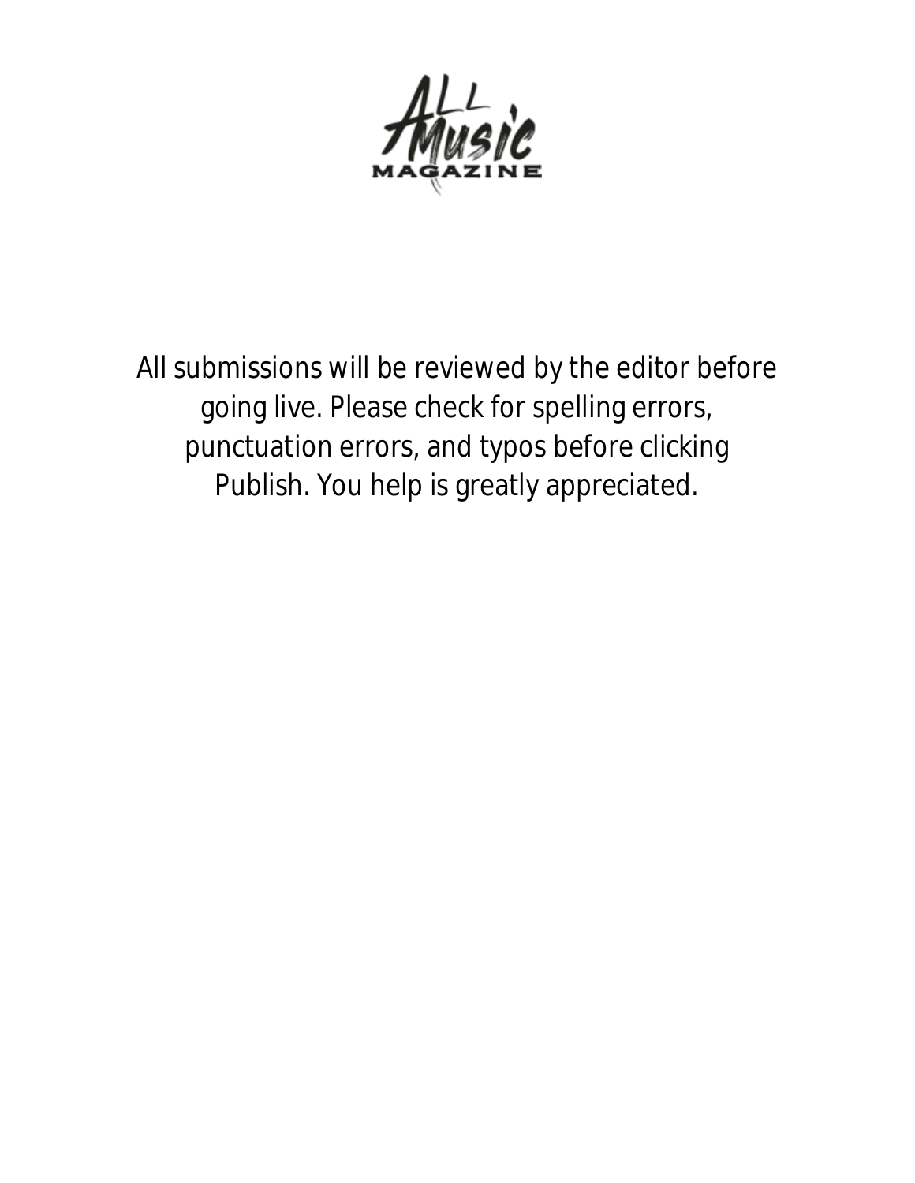All submissions will be reviewed by the editor before going live. Please check for spelling errors, punctuation errors, and typos before clicking Publish. You help is greatly appreciated.